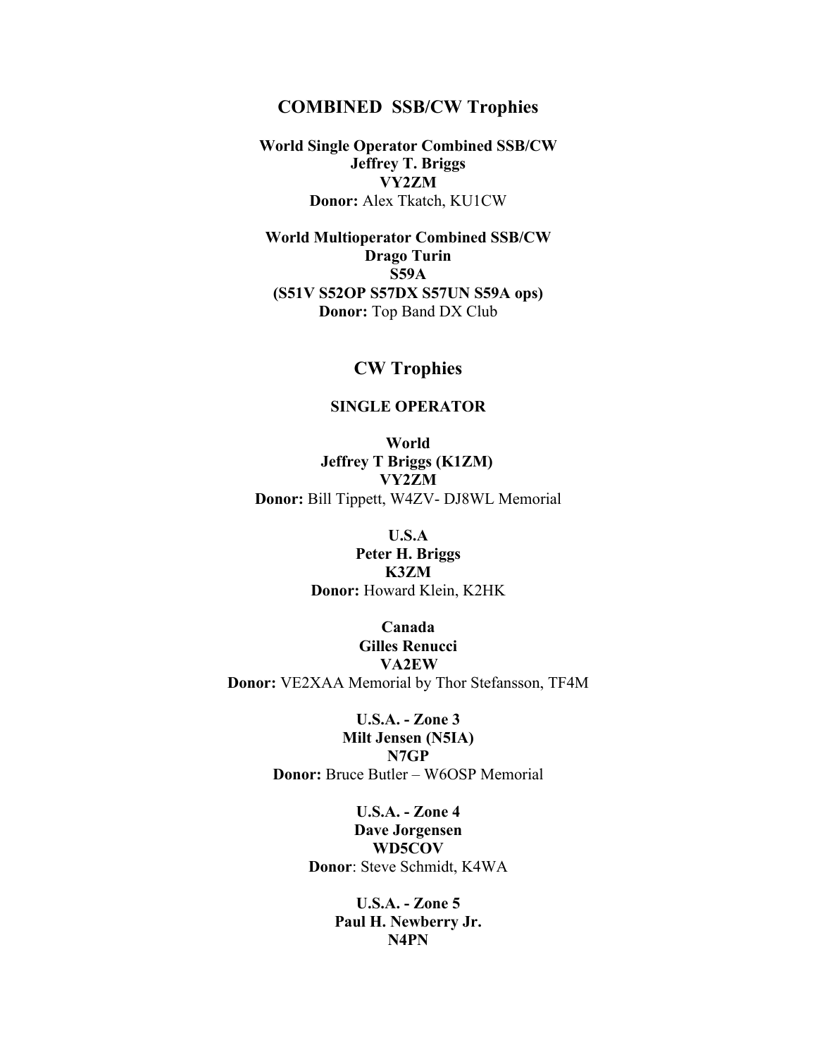## COMBINED SSB/CW Trophies

**World Single Operator Combined SSB/CW**
**Jeffrey T. Briggs**
**VY2ZM**
**Donor:** Alex Tkatch, KU1CW

**World Multioperator Combined SSB/CW**
**Drago Turin**
**S59A**
**(S51V S52OP S57DX S57UN S59A ops)**
**Donor:** Top Band DX Club

## CW Trophies

### SINGLE OPERATOR

**World**
**Jeffrey T Briggs (K1ZM)**
**VY2ZM**
**Donor:** Bill Tippett, W4ZV- DJ8WL Memorial

**U.S.A**
**Peter H. Briggs**
**K3ZM**
**Donor:** Howard Klein, K2HK

**Canada**
**Gilles Renucci**
**VA2EW**
**Donor:** VE2XAA Memorial by Thor Stefansson, TF4M

**U.S.A. - Zone 3**
**Milt Jensen (N5IA)**
**N7GP**
**Donor:** Bruce Butler – W6OSP Memorial

**U.S.A. - Zone 4**
**Dave Jorgensen**
**WD5COV**
**Donor**: Steve Schmidt, K4WA

**U.S.A. - Zone 5**
**Paul H. Newberry Jr.**
**N4PN**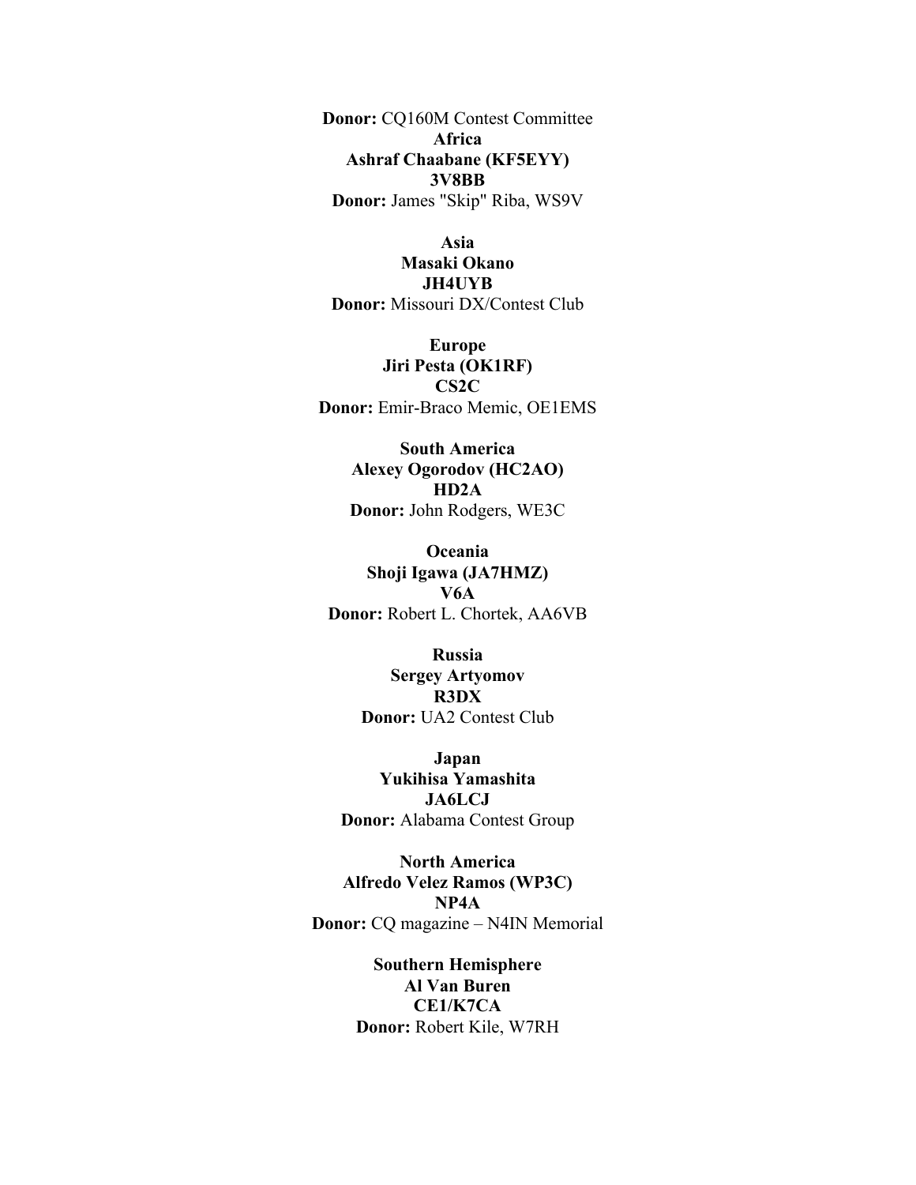**Donor:** CQ160M Contest Committee

**Africa**
**Ashraf Chaabane (KF5EYY)**
**3V8BB**
**Donor:** James "Skip" Riba, WS9V

**Asia**
**Masaki Okano**
**JH4UYB**
**Donor:** Missouri DX/Contest Club

**Europe**
**Jiri Pesta (OK1RF)**
**CS2C**
**Donor:** Emir-Braco Memic, OE1EMS

**South America**
**Alexey Ogorodov (HC2AO)**
**HD2A**
**Donor:** John Rodgers, WE3C

**Oceania**
**Shoji Igawa (JA7HMZ)**
**V6A**
**Donor:** Robert L. Chortek, AA6VB

**Russia**
**Sergey Artyomov**
**R3DX**
**Donor:** UA2 Contest Club

**Japan**
**Yukihisa Yamashita**
**JA6LCJ**
**Donor:** Alabama Contest Group

**North America**
**Alfredo Velez Ramos (WP3C)**
**NP4A**
**Donor:** CQ magazine – N4IN Memorial

**Southern Hemisphere**
**Al Van Buren**
**CE1/K7CA**
**Donor:** Robert Kile, W7RH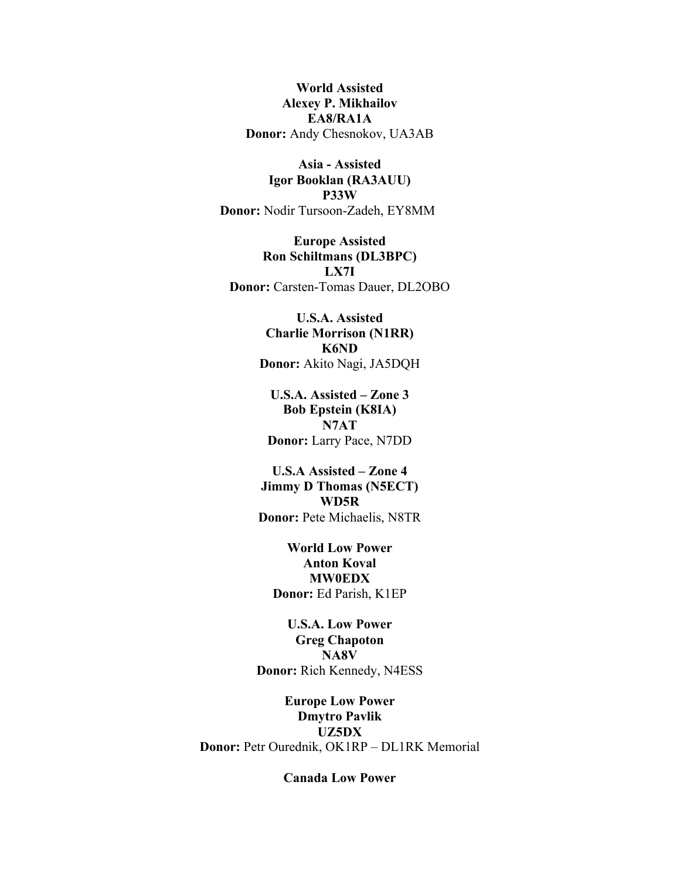**World Assisted**
**Alexey P. Mikhailov**
**EA8/RA1A**
**Donor:** Andy Chesnokov, UA3AB

**Asia - Assisted**
**Igor Booklan (RA3AUU)**
**P33W**
**Donor:** Nodir Tursoon-Zadeh, EY8MM

**Europe Assisted**
**Ron Schiltmans (DL3BPC)**
**LX7I**
**Donor:** Carsten-Tomas Dauer, DL2OBO

**U.S.A. Assisted**
**Charlie Morrison (N1RR)**
**K6ND**
**Donor:** Akito Nagi, JA5DQH

**U.S.A. Assisted – Zone 3**
**Bob Epstein (K8IA)**
**N7AT**
**Donor:** Larry Pace, N7DD

**U.S.A Assisted – Zone 4**
**Jimmy D Thomas (N5ECT)**
**WD5R**
**Donor:** Pete Michaelis, N8TR

**World Low Power**
**Anton Koval**
**MW0EDX**
**Donor:** Ed Parish, K1EP

**U.S.A. Low Power**
**Greg Chapoton**
**NA8V**
**Donor:** Rich Kennedy, N4ESS

**Europe Low Power**
**Dmytro Pavlik**
**UZ5DX**
**Donor:** Petr Ourednik, OK1RP – DL1RK Memorial

**Canada Low Power**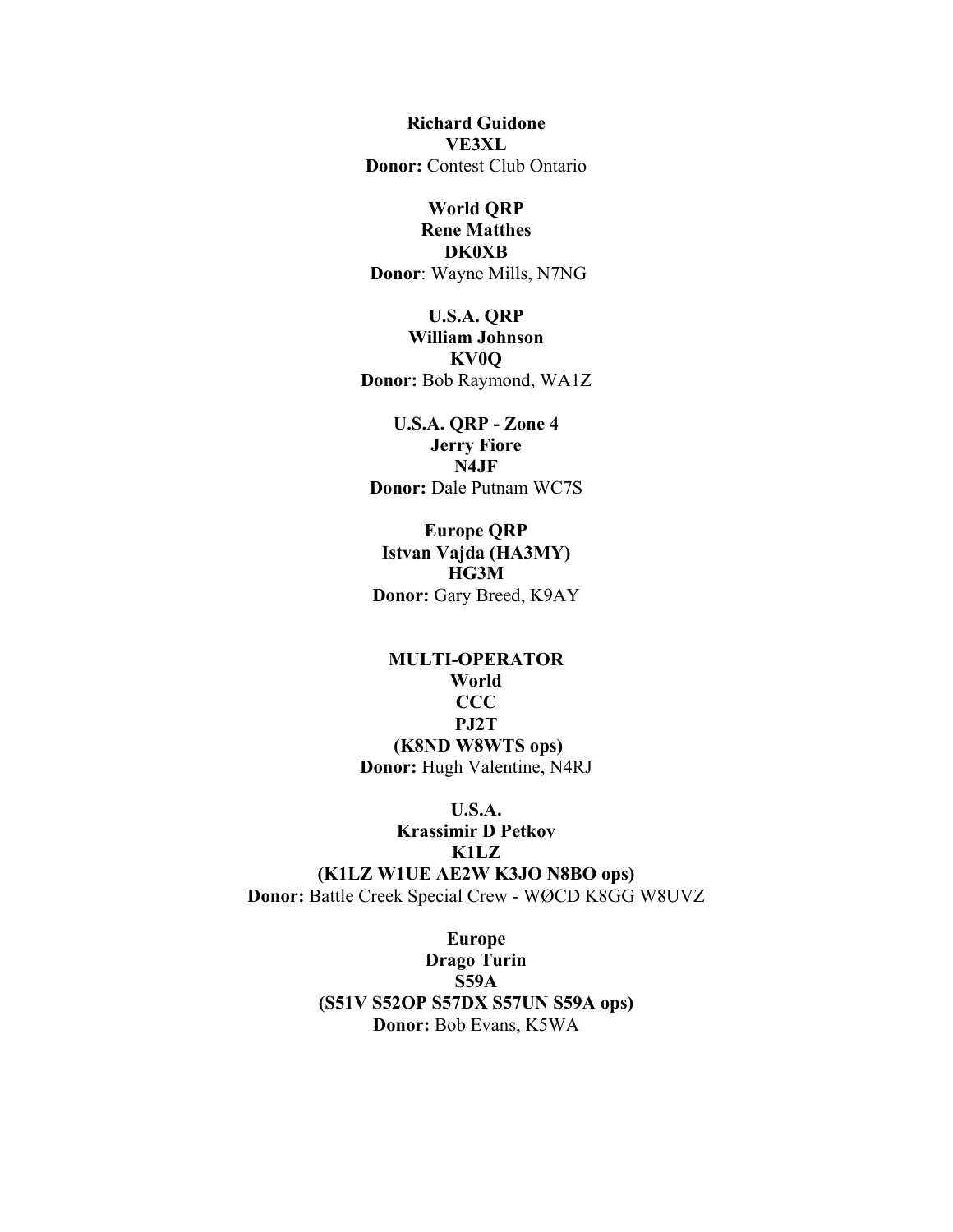**Richard Guidone**
**VE3XL**
**Donor:** Contest Club Ontario

**World QRP**
**Rene Matthes**
**DK0XB**
**Donor**: Wayne Mills, N7NG

**U.S.A. QRP**
**William Johnson**
**KV0Q**
**Donor:** Bob Raymond, WA1Z

**U.S.A. QRP - Zone 4**
**Jerry Fiore**
**N4JF**
**Donor:** Dale Putnam WC7S

**Europe QRP**
**Istvan Vajda (HA3MY)**
**HG3M**
**Donor:** Gary Breed, K9AY

**MULTI-OPERATOR**
**World**
**CCC**
**PJ2T**
**(K8ND W8WTS ops)**
**Donor:** Hugh Valentine, N4RJ

**U.S.A.**
**Krassimir D Petkov**
**K1LZ**
**(K1LZ W1UE AE2W K3JO N8BO ops)**
**Donor:** Battle Creek Special Crew - WØCD K8GG W8UVZ

**Europe**
**Drago Turin**
**S59A**
**(S51V S52OP S57DX S57UN S59A ops)**
**Donor:** Bob Evans, K5WA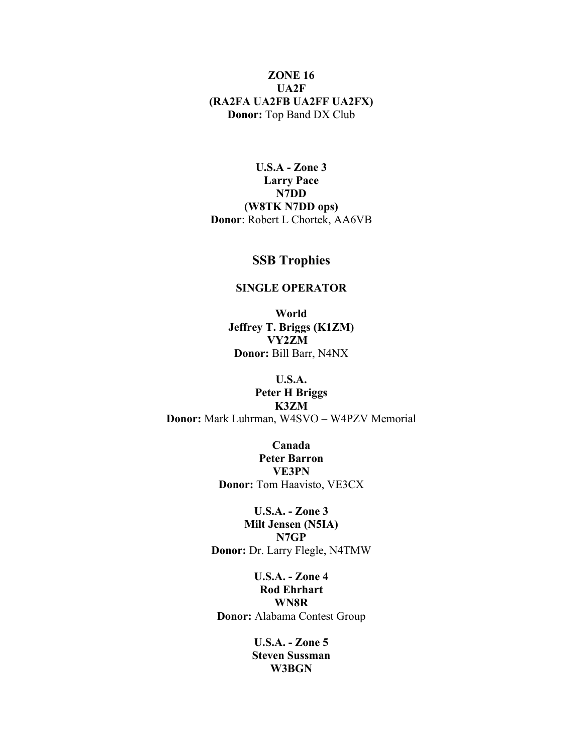**ZONE 16**
**UA2F**
**(RA2FA UA2FB UA2FF UA2FX)**
**Donor:** Top Band DX Club

**U.S.A - Zone 3**
**Larry Pace**
**N7DD**
**(W8TK N7DD ops)**
**Donor**: Robert L Chortek, AA6VB

## SSB Trophies

### SINGLE OPERATOR

**World**
**Jeffrey T. Briggs (K1ZM)**
**VY2ZM**
**Donor:** Bill Barr, N4NX

**U.S.A.**
**Peter H Briggs**
**K3ZM**
**Donor:** Mark Luhrman, W4SVO – W4PZV Memorial

**Canada**
**Peter Barron**
**VE3PN**
**Donor:** Tom Haavisto, VE3CX

**U.S.A. - Zone 3**
**Milt Jensen (N5IA)**
**N7GP**
**Donor:** Dr. Larry Flegle, N4TMW

**U.S.A. - Zone 4**
**Rod Ehrhart**
**WN8R**
**Donor:** Alabama Contest Group

**U.S.A. - Zone 5**
**Steven Sussman**
**W3BGN**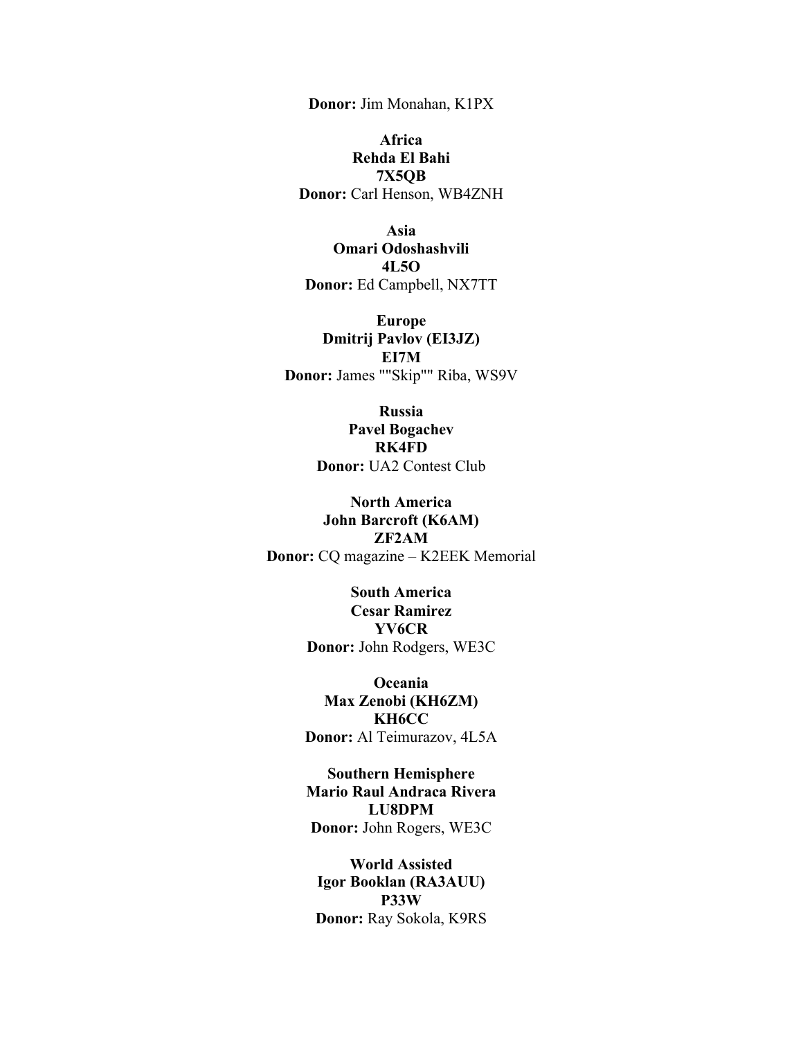**Donor:** Jim Monahan, K1PX

**Africa**
**Rehda El Bahi**
**7X5QB**
**Donor:** Carl Henson, WB4ZNH

**Asia**
**Omari Odoshashvili**
**4L5O**
**Donor:** Ed Campbell, NX7TT

**Europe**
**Dmitrij Pavlov (EI3JZ)**
**EI7M**
**Donor:** James ""Skip"" Riba, WS9V

**Russia**
**Pavel Bogachev**
**RK4FD**
**Donor:** UA2 Contest Club

**North America**
**John Barcroft (K6AM)**
**ZF2AM**
**Donor:** CQ magazine – K2EEK Memorial

**South America**
**Cesar Ramirez**
**YV6CR**
**Donor:** John Rodgers, WE3C

**Oceania**
**Max Zenobi (KH6ZM)**
**KH6CC**
**Donor:** Al Teimurazov, 4L5A

**Southern Hemisphere**
**Mario Raul Andraca Rivera**
**LU8DPM**
**Donor:** John Rogers, WE3C

**World Assisted**
**Igor Booklan (RA3AUU)**
**P33W**
**Donor:** Ray Sokola, K9RS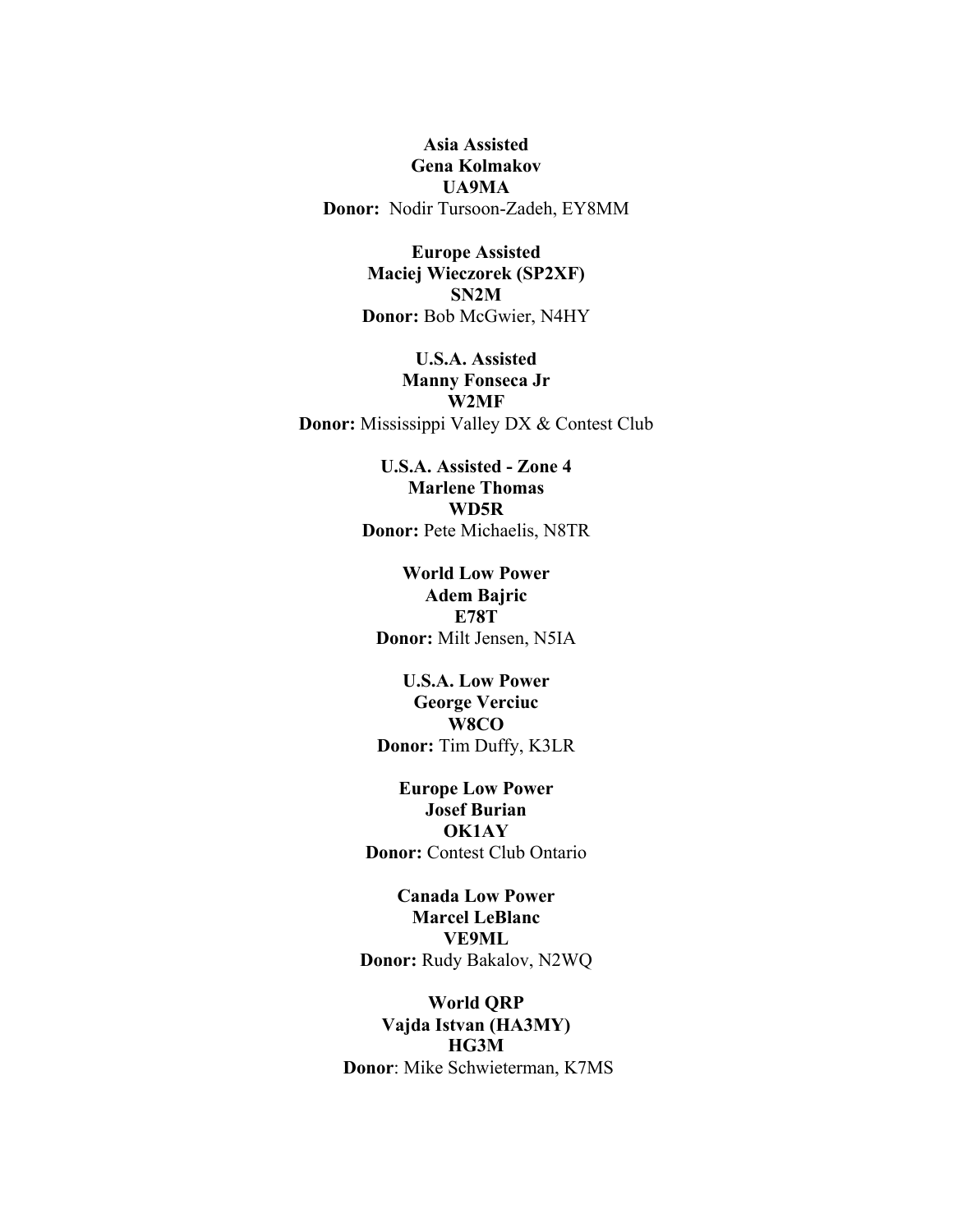**Asia Assisted**
**Gena Kolmakov**
**UA9MA**
**Donor:** Nodir Tursoon-Zadeh, EY8MM

**Europe Assisted**
**Maciej Wieczorek (SP2XF)**
**SN2M**
**Donor:** Bob McGwier, N4HY

**U.S.A. Assisted**
**Manny Fonseca Jr**
**W2MF**
**Donor:** Mississippi Valley DX & Contest Club

**U.S.A. Assisted - Zone 4**
**Marlene Thomas**
**WD5R**
**Donor:** Pete Michaelis, N8TR

**World Low Power**
**Adem Bajric**
**E78T**
**Donor:** Milt Jensen, N5IA

**U.S.A. Low Power**
**George Verciuc**
**W8CO**
**Donor:** Tim Duffy, K3LR

**Europe Low Power**
**Josef Burian**
**OK1AY**
**Donor:** Contest Club Ontario

**Canada Low Power**
**Marcel LeBlanc**
**VE9ML**
**Donor:** Rudy Bakalov, N2WQ

**World QRP**
**Vajda Istvan (HA3MY)**
**HG3M**
**Donor**: Mike Schwieterman, K7MS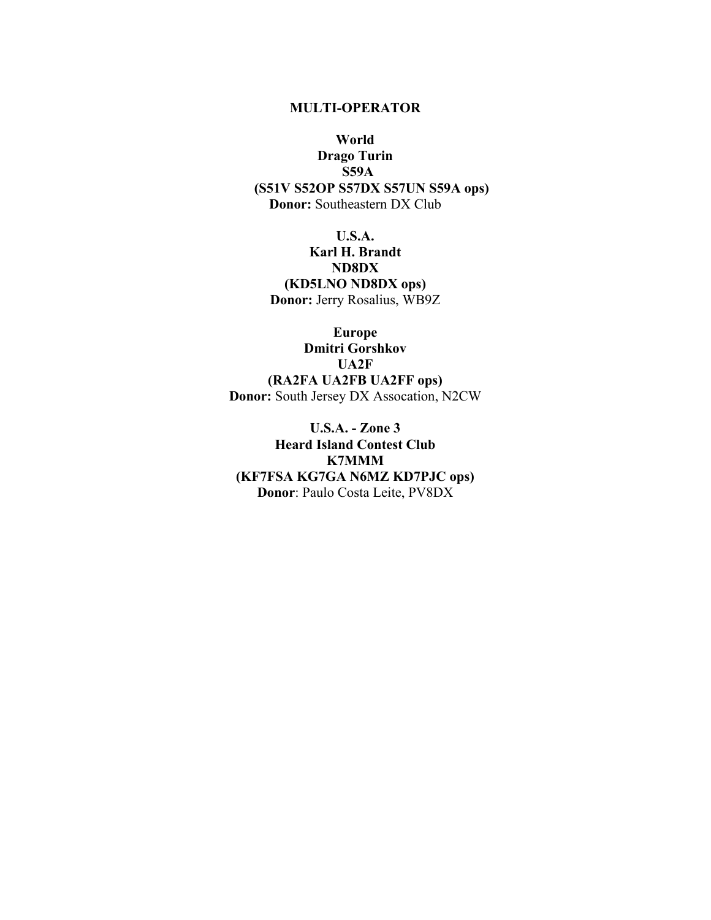**MULTI-OPERATOR**

**World**
**Drago Turin**
**S59A**
**(S51V S52OP S57DX S57UN S59A ops)**
**Donor:** Southeastern DX Club

**U.S.A.**
**Karl H. Brandt**
**ND8DX**
**(KD5LNO ND8DX ops)**
**Donor:** Jerry Rosalius, WB9Z

**Europe**
**Dmitri Gorshkov**
**UA2F**
**(RA2FA UA2FB UA2FF ops)**
**Donor:** South Jersey DX Assocation, N2CW

**U.S.A. - Zone 3**
**Heard Island Contest Club**
**K7MMM**
**(KF7FSA KG7GA N6MZ KD7PJC ops)**
**Donor**: Paulo Costa Leite, PV8DX